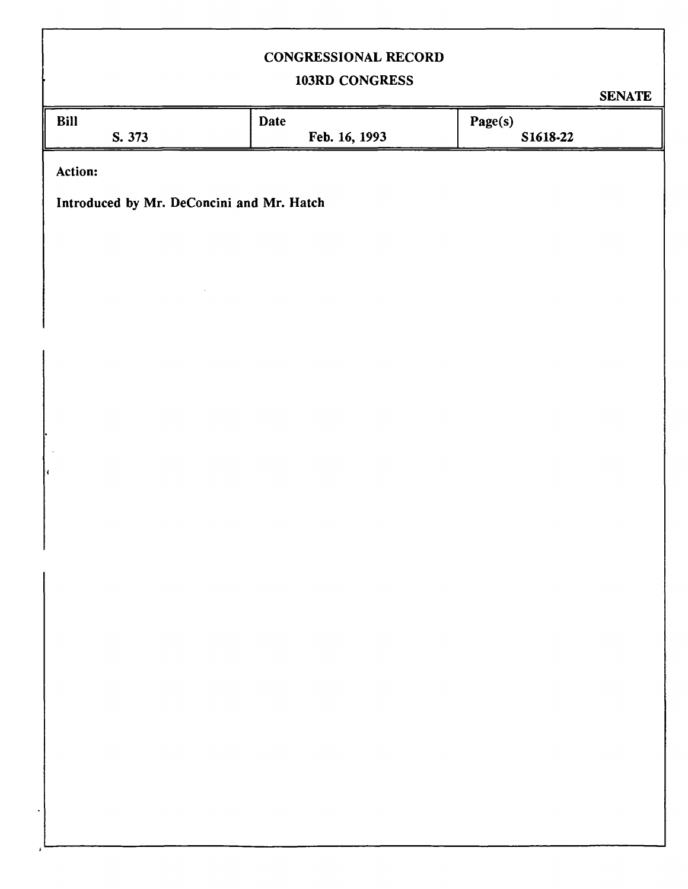# CONGRESSIONAL RECORD

## 103RD CONGRESS

SENATE

| Bill | Date | Page(s) |
|---|---|---|
| S. 373 | Feb. 16, 1993 | S1618-22 |

**Action:**

**Introduced by Mr. DeConcini and Mr. Hatch**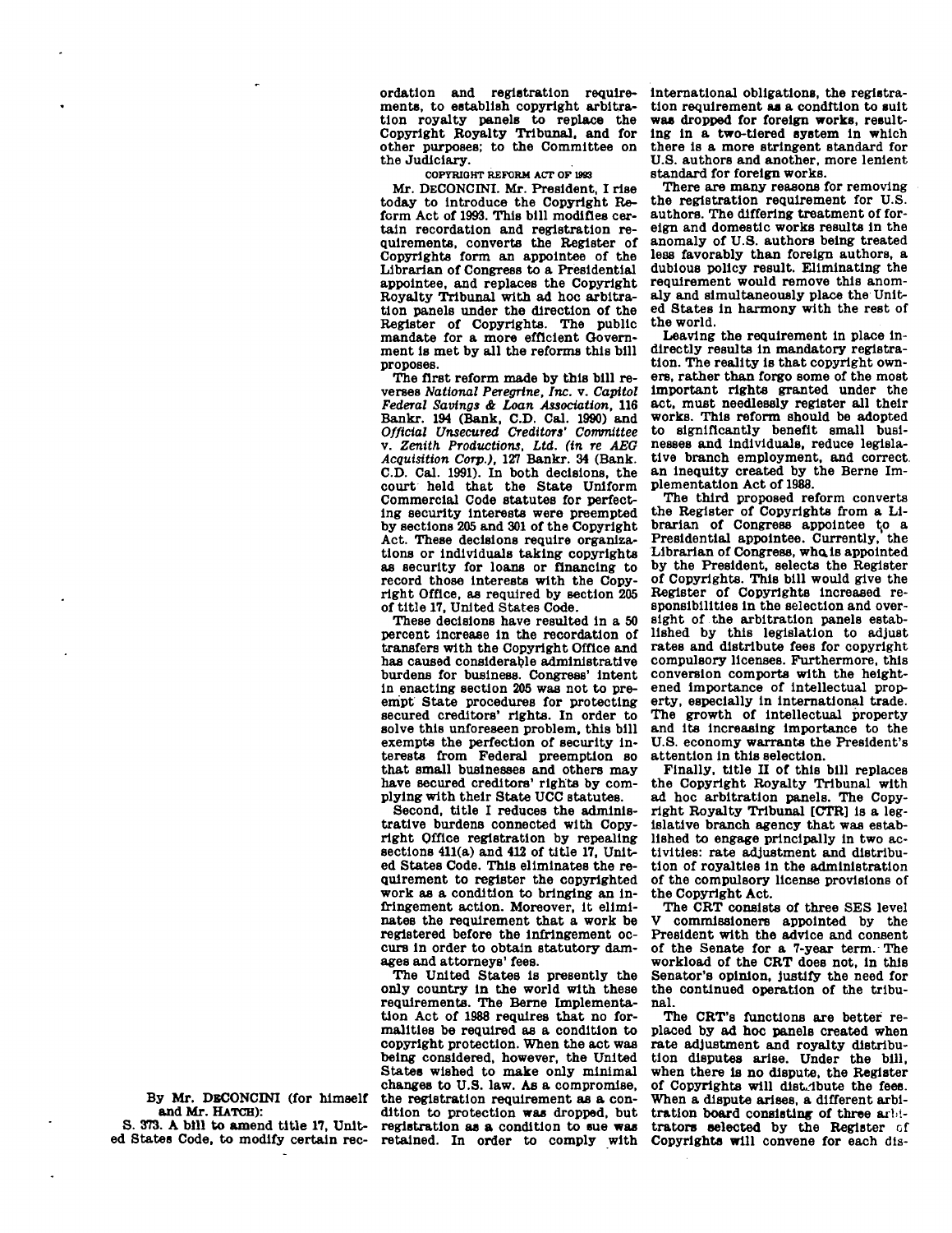By Mr. DECONCINI (for himself and Mr. HATCH):

S. 373. A bill to amend title 17, United States Code, to modify certain recordation and registration requirements, to establish copyright arbitration royalty panels to replace the Copyright Royalty Tribunal, and for other purposes; to the Committee on the Judiciary.

COPYRIGHT REFORM ACT OF 1993

Mr. DECONCINI. Mr. President, I rise today to introduce the Copyright Reform Act of 1993. This bill modifies certain recordation and registration requirements, converts the Register of Copyrights form an appointee of the Librarian of Congress to a Presidential appointee, and replaces the Copyright Royalty Tribunal with ad hoc arbitration panels under the direction of the Register of Copyrights. The public mandate for a more efficient Government is met by all the reforms this bill proposes.

The first reform made by this bill reverses *National Peregrine, Inc.* v. *Capitol Federal Savings & Loan Association*, 116 Bankr. 194 (Bank, C.D. Cal. 1990) and *Official Unsecured Creditors' Committee* v. *Zenith Productions, Ltd. (in re AEG Acquisition Corp.)*, 127 Bankr. 34 (Bank. C.D. Cal. 1991). In both decisions, the court held that the State Uniform Commercial Code statutes for perfecting security interests were preempted by sections 205 and 301 of the Copyright Act. These decisions require organizations or individuals taking copyrights as security for loans or financing to record those interests with the Copyright Office, as required by section 205 of title 17, United States Code.

These decisions have resulted in a 50 percent increase in the recordation of transfers with the Copyright Office and has caused considerable administrative burdens for business. Congress' intent in enacting section 205 was not to preempt State procedures for protecting secured creditors' rights. In order to solve this unforeseen problem, this bill exempts the perfection of security interests from Federal preemption so that small businesses and others may have secured creditors' rights by complying with their State UCC statutes.

Second, title I reduces the administrative burdens connected with Copyright Office registration by repealing sections 411(a) and 412 of title 17, United States Code. This eliminates the requirement to register the copyrighted work as a condition to bringing an infringement action. Moreover, it eliminates the requirement that a work be registered before the infringement occurs in order to obtain statutory damages and attorneys' fees.

The United States is presently the only country in the world with these requirements. The Berne Implementation Act of 1988 requires that no formalities be required as a condition to copyright protection. When the act was being considered, however, the United States wished to make only minimal changes to U.S. law. As a compromise, the registration requirement as a condition to protection was dropped, but registration as a condition to sue was retained. In order to comply with international obligations, the registration requirement as a condition to suit was dropped for foreign works, resulting in a two-tiered system in which there is a more stringent standard for U.S. authors and another, more lenient standard for foreign works.

There are many reasons for removing the registration requirement for U.S. authors. The differing treatment of foreign and domestic works results in the anomaly of U.S. authors being treated less favorably than foreign authors, a dubious policy result. Eliminating the requirement would remove this anomaly and simultaneously place the United States in harmony with the rest of the world.

Leaving the requirement in place indirectly results in mandatory registration. The reality is that copyright owners, rather than forgo some of the most important rights granted under the act, must needlessly register all their works. This reform should be adopted to significantly benefit small businesses and individuals, reduce legislative branch employment, and correct an inequity created by the Berne Implementation Act of 1988.

The third proposed reform converts the Register of Copyrights from a Librarian of Congress appointee to a Presidential appointee. Currently, the Librarian of Congress, who is appointed by the President, selects the Register of Copyrights. This bill would give the Register of Copyrights increased responsibilities in the selection and oversight of the arbitration panels established by this legislation to adjust rates and distribute fees for copyright compulsory licenses. Furthermore, this conversion comports with the heightened importance of intellectual property, especially in international trade. The growth of intellectual property and its increasing importance to the U.S. economy warrants the President's attention in this selection.

Finally, title II of this bill replaces the Copyright Royalty Tribunal with ad hoc arbitration panels. The Copyright Royalty Tribunal [CTR] is a legislative branch agency that was established to engage principally in two activities: rate adjustment and distribution of royalties in the administration of the compulsory license provisions of the Copyright Act.

The CRT consists of three SES level V commissioners appointed by the President with the advice and consent of the Senate for a 7-year term. The workload of the CRT does not, in this Senator's opinion, justify the need for the continued operation of the tribunal.

The CRT's functions are better replaced by ad hoc panels created when rate adjustment and royalty distribution disputes arise. Under the bill, when there is no dispute, the Register of Copyrights will distribute the fees. When a dispute arises, a different arbitration board consisting of three arbitrators selected by the Register of Copyrights will convene for each dis-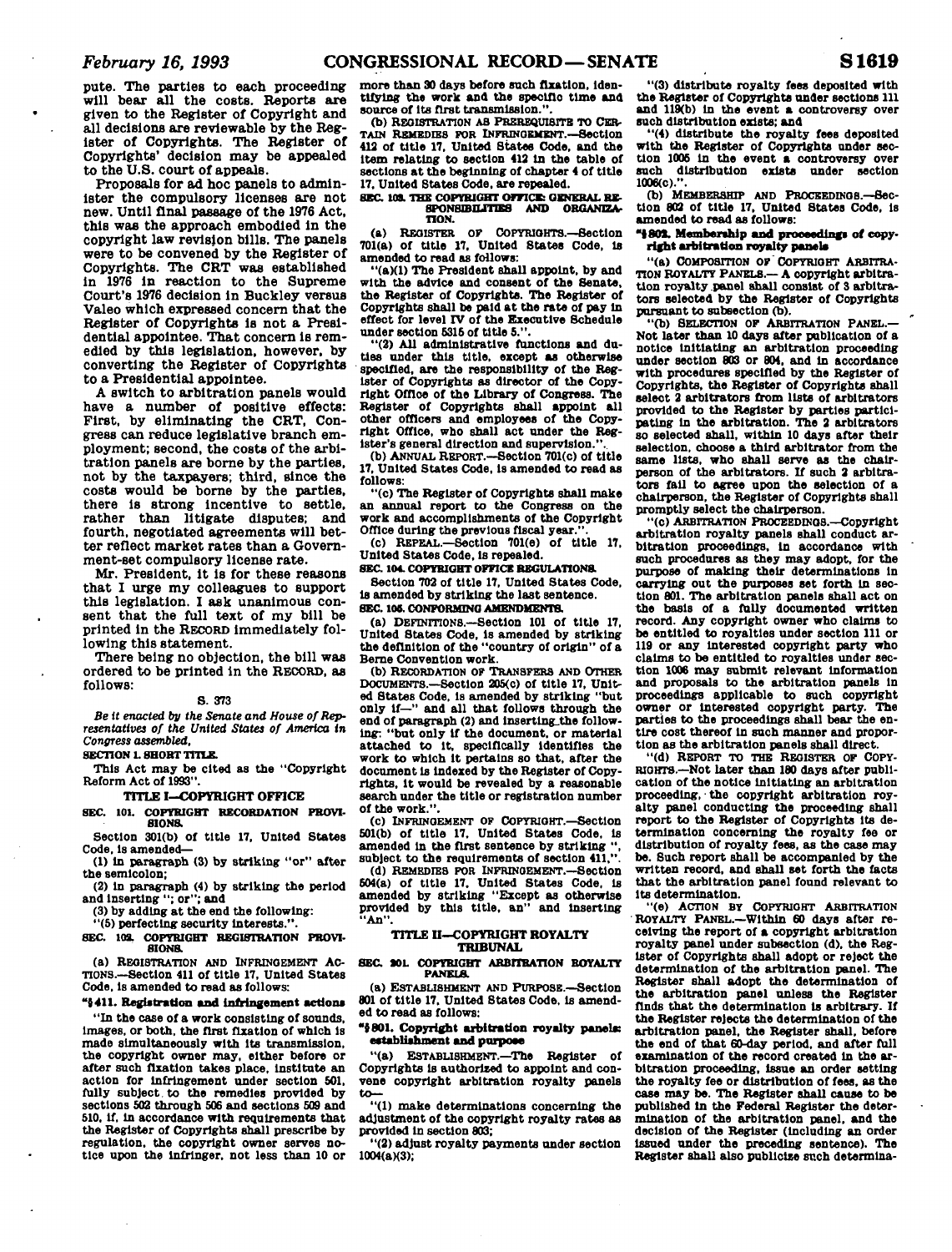pute. The parties to each proceeding will bear all the costs. Reports are given to the Register of Copyright and all decisions are reviewable by the Register of Copyrights. The Register of Copyrights' decision may be appealed to the U.S. court of appeals.

Proposals for ad hoc panels to administer the compulsory licenses are not new. Until final passage of the 1976 Act, this was the approach embodied in the copyright law revision bills. The panels were to be convened by the Register of Copyrights. The CRT was established in 1976 in reaction to the Supreme Court's 1976 decision in Buckley versus Valeo which expressed concern that the Register of Copyrights is not a Presidential appointee. That concern is remedied by this legislation, however, by converting the Register of Copyrights to a Presidential appointee.

A switch to arbitration panels would have a number of positive effects: First, by eliminating the CRT, Congress can reduce legislative branch employment; second, the costs of the arbitration panels are borne by the parties, not by the taxpayers; third, since the costs would be borne by the parties, there is strong incentive to settle, rather than litigate disputes; and fourth, negotiated agreements will better reflect market rates than a Government-set compulsory license rate.

Mr. President, it is for these reasons that I urge my colleagues to support this legislation. I ask unanimous consent that the full text of my bill be printed in the RECORD immediately following this statement.

There being no objection, the bill was ordered to be printed in the RECORD, as follows:

S. 373

*Be it enacted by the Senate and House of Representatives of the United States of America in Congress assembled,*

**SECTION 1. SHORT TITLE.**

This Act may be cited as the "Copyright Reform Act of 1993".

**TITLE I—COPYRIGHT OFFICE**

**SEC. 101. COPYRIGHT RECORDATION PROVISIONS.**

Section 301(b) of title 17, United States Code, is amended—

(1) in paragraph (3) by striking "or" after the semicolon;

(2) in paragraph (4) by striking the period and inserting "; or"; and

(3) by adding at the end the following:

"(5) perfecting security interests.".

**SEC. 102. COPYRIGHT REGISTRATION PROVISIONS.**

(a) REGISTRATION AND INFRINGEMENT ACTIONS.—Section 411 of title 17, United States Code, is amended to read as follows:

**"§411. Registration and infringement actions**

"In the case of a work consisting of sounds, images, or both, the first fixation of which is made simultaneously with its transmission, the copyright owner may, either before or after such fixation takes place, institute an action for infringement under section 501, fully subject to the remedies provided by sections 502 through 506 and sections 509 and 510, if, in accordance with requirements that the Register of Copyrights shall prescribe by regulation, the copyright owner serves notice upon the infringer, not less than 10 or more than 30 days before such fixation, identifying the work and the specific time and source of its first transmission.".

(b) REGISTRATION AS PREREQUISITE TO CERTAIN REMEDIES FOR INFRINGEMENT.—Section 412 of title 17, United States Code, and the item relating to section 412 in the table of sections at the beginning of chapter 4 of title 17, United States Code, are repealed.

**SEC. 103. THE COPYRIGHT OFFICE: GENERAL RESPONSIBILITIES AND ORGANIZATION.**

(a) REGISTER OF COPYRIGHTS.—Section 701(a) of title 17, United States Code, is amended to read as follows:

"(a)(1) The President shall appoint, by and with the advice and consent of the Senate, the Register of Copyrights. The Register of Copyrights shall be paid at the rate of pay in effect for level IV of the Executive Schedule under section 5315 of title 5.".

"(2) All administrative functions and duties under this title, except as otherwise specified, are the responsibility of the Register of Copyrights as director of the Copyright Office of the Library of Congress. The Register of Copyrights shall appoint all other officers and employees of the Copyright Office, who shall act under the Register's general direction and supervision.".

(b) ANNUAL REPORT.—Section 701(c) of title 17, United States Code, is amended to read as follows:

"(c) The Register of Copyrights shall make an annual report to the Congress on the work and accomplishments of the Copyright Office during the previous fiscal year.".

(c) REPEAL.—Section 701(e) of title 17, United States Code, is repealed.

**SEC. 104. COPYRIGHT OFFICE REGULATIONS.**

Section 702 of title 17, United States Code, is amended by striking the last sentence.

**SEC. 105. CONFORMING AMENDMENTS.**

(a) DEFINITIONS.—Section 101 of title 17, United States Code, is amended by striking the definition of the "country of origin" of a Berne Convention work.

(b) RECORDATION OF TRANSFERS AND OTHER DOCUMENTS.—Section 205(c) of title 17, United States Code, is amended by striking "but only if—" and all that follows through the end of paragraph (2) and inserting the following: "but only if the document, or material attached to it, specifically identifies the work to which it pertains so that, after the document is indexed by the Register of Copyrights, it would be revealed by a reasonable search under the title or registration number of the work.".

(c) INFRINGEMENT OF COPYRIGHT.—Section 501(b) of title 17, United States Code, is amended in the first sentence by striking ", subject to the requirements of section 411,".

(d) REMEDIES FOR INFRINGEMENT.—Section 504(a) of title 17, United States Code, is amended by striking "Except as otherwise provided by this title, an" and inserting "An".

**TITLE II—COPYRIGHT ROYALTY TRIBUNAL**

**SEC. 201. COPYRIGHT ARBITRATION ROYALTY PANELS.**

(a) ESTABLISHMENT AND PURPOSE.—Section 801 of title 17, United States Code, is amended to read as follows:

**"§801. Copyright arbitration royalty panels: establishment and purpose**

"(a) ESTABLISHMENT.—The Register of Copyrights is authorized to appoint and convene copyright arbitration royalty panels to—

"(1) make determinations concerning the adjustment of the copyright royalty rates as provided in section 803;

"(2) adjust royalty payments under section 1004(a)(3);

"(3) distribute royalty fees deposited with the Register of Copyrights under sections 111 and 119(b) in the event a controversy over such distribution exists; and

"(4) distribute the royalty fees deposited with the Register of Copyrights under section 1005 in the event a controversy over such distribution exists under section 1006(c).".

(b) MEMBERSHIP AND PROCEEDINGS.—Section 802 of title 17, United States Code, is amended to read as follows:

**"§802. Membership and proceedings of copyright arbitration royalty panels**

"(a) COMPOSITION OF COPYRIGHT ARBITRATION ROYALTY PANELS.—A copyright arbitration royalty panel shall consist of 3 arbitrators selected by the Register of Copyrights pursuant to subsection (b).

"(b) SELECTION OF ARBITRATION PANEL.—Not later than 10 days after publication of a notice initiating an arbitration proceeding under section 803 or 804, and in accordance with procedures specified by the Register of Copyrights, the Register of Copyrights shall select 2 arbitrators from lists of arbitrators provided to the Register by parties participating in the arbitration. The 2 arbitrators so selected shall, within 10 days after their selection, choose a third arbitrator from the same lists, who shall serve as the chairperson of the arbitrators. If such 2 arbitrators fail to agree upon the selection of a chairperson, the Register of Copyrights shall promptly select the chairperson.

"(c) ARBITRATION PROCEEDINGS.—Copyright arbitration royalty panels shall conduct arbitration proceedings, in accordance with such procedures as they may adopt, for the purpose of making their determinations in carrying out the purposes set forth in section 801. The arbitration panels shall act on the basis of a fully documented written record. Any copyright owner who claims to be entitled to royalties under section 111 or 119 or any interested copyright party who claims to be entitled to royalties under section 1006 may submit relevant information and proposals to the arbitration panels in proceedings applicable to such copyright owner or interested copyright party. The parties to the proceedings shall bear the entire cost thereof in such manner and proportion as the arbitration panels shall direct.

"(d) REPORT TO THE REGISTER OF COPYRIGHTS.—Not later than 180 days after publication of the notice initiating an arbitration proceeding, the copyright arbitration royalty panel conducting the proceeding shall report to the Register of Copyrights its determination concerning the royalty fee or distribution of royalty fees, as the case may be. Such report shall be accompanied by the written record, and shall set forth the facts that the arbitration panel found relevant to its determination.

"(e) ACTION BY COPYRIGHT ARBITRATION ROYALTY PANEL.—Within 60 days after receiving the report of a copyright arbitration royalty panel under subsection (d), the Register of Copyrights shall adopt or reject the determination of the arbitration panel. The Register shall adopt the determination of the arbitration panel unless the Register finds that the determination is arbitrary. If the Register rejects the determination of the arbitration panel, the Register shall, before the end of that 60-day period, and after full examination of the record created in the arbitration proceeding, issue an order setting the royalty fee or distribution of fees, as the case may be. The Register shall cause to be published in the Federal Register the determination of the arbitration panel, and the decision of the Register (including an order issued under the preceding sentence). The Register shall also publicize such determina-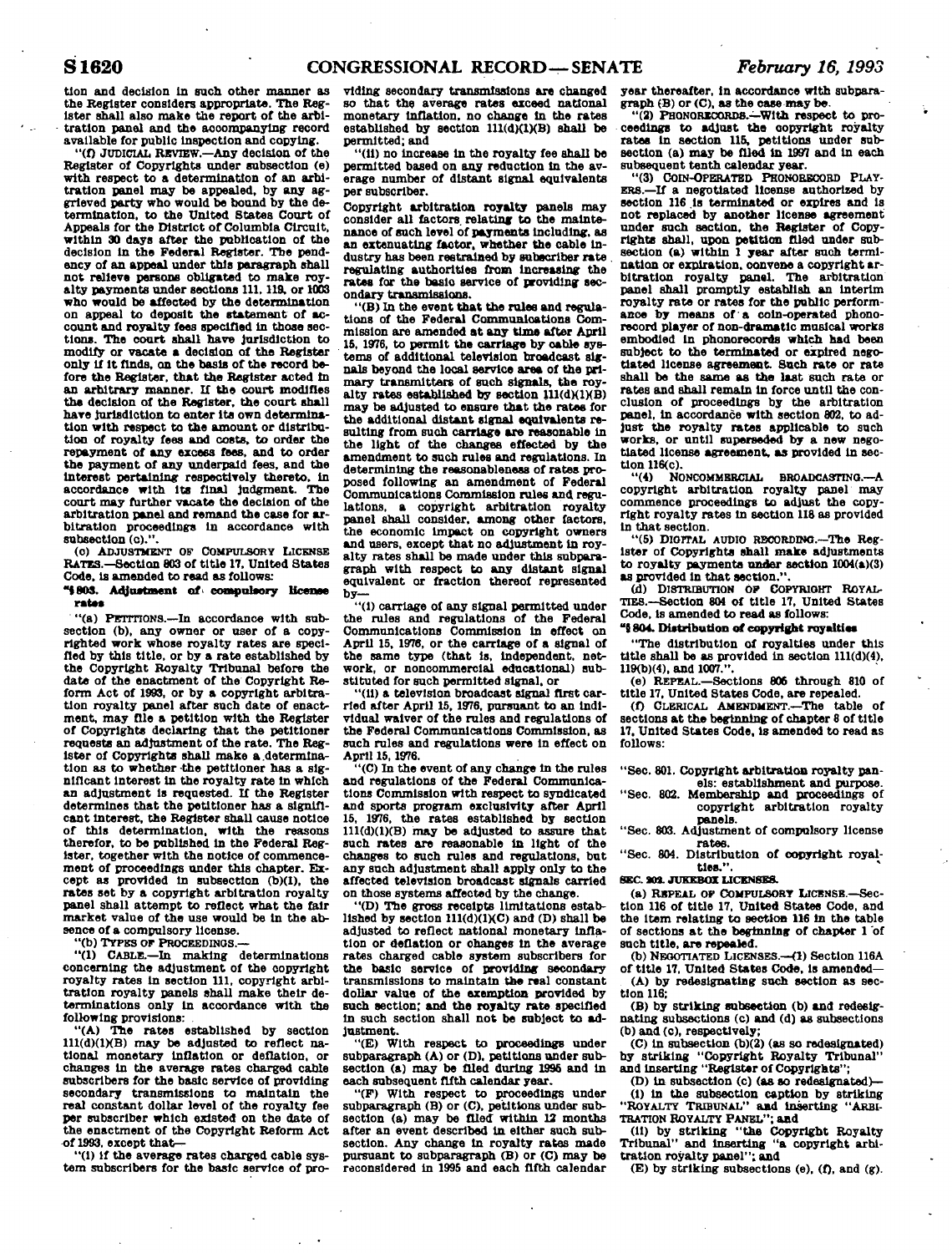tion and decision in such other manner as the Register considers appropriate. The Register shall also make the report of the arbitration panel and the accompanying record available for public inspection and copying.

"(f) JUDICIAL REVIEW.—Any decision of the Register of Copyrights under subsection (e) with respect to a determination of an arbitration panel may be appealed, by any aggrieved party who would be bound by the determination, to the United States Court of Appeals for the District of Columbia Circuit, within 30 days after the publication of the decision in the Federal Register. The pendency of an appeal under this paragraph shall not relieve persons obligated to make royalty payments under sections 111, 119, or 1003 who would be affected by the determination on appeal to deposit the statement of account and royalty fees specified in those sections. The court shall have jurisdiction to modify or vacate a decision of the Register only if it finds, on the basis of the record before the Register, that the Register acted in an arbitrary manner. If the court modifies the decision of the Register, the court shall have jurisdiction to enter its own determination with respect to the amount or distribution of royalty fees and costs, to order the repayment of any excess fees, and to order the payment of any underpaid fees, and the interest pertaining respectively thereto, in accordance with its final judgment. The court may further vacate the decision of the arbitration panel and remand the case for arbitration proceedings in accordance with subsection (c).".

(c) ADJUSTMENT OF COMPULSORY LICENSE RATES.—Section 803 of title 17, United States Code, is amended to read as follows:

**"§ 803. Adjustment of compulsory license rates**

"(a) PETITIONS.—In accordance with subsection (b), any owner or user of a copyrighted work whose royalty rates are specified by this title, or by a rate established by the Copyright Royalty Tribunal before the date of the enactment of the Copyright Reform Act of 1993, or by a copyright arbitration royalty panel after such date of enactment, may file a petition with the Register of Copyrights declaring that the petitioner requests an adjustment of the rate. The Register of Copyrights shall make a determination as to whether the petitioner has a significant interest in the royalty rate in which an adjustment is requested. If the Register determines that the petitioner has a significant interest, the Register shall cause notice of this determination, with the reasons therefor, to be published in the Federal Register, together with the notice of commencement of proceedings under this chapter. Except as provided in subsection (b)(1), the rates set by a copyright arbitration royalty panel shall attempt to reflect what the fair market value of the use would be in the absence of a compulsory license.

"(b) TYPES OF PROCEEDINGS.—

"(1) CABLE.—In making determinations concerning the adjustment of the copyright royalty rates in section 111, copyright arbitration royalty panels shall make their determinations only in accordance with the following provisions:

"(A) The rates established by section 111(d)(1)(B) may be adjusted to reflect national monetary inflation or deflation, or changes in the average rates charged cable subscribers for the basic service of providing secondary transmissions to maintain the real constant dollar level of the royalty fee per subscriber which existed on the date of the enactment of the Copyright Reform Act of 1993, except that—

"(i) if the average rates charged cable system subscribers for the basic service of providing secondary transmissions are changed so that the average rates exceed national monetary inflation, no change in the rates established by section 111(d)(1)(B) shall be permitted; and

"(ii) no increase in the royalty fee shall be permitted based on any reduction in the average number of distant signal equivalents per subscriber.

Copyright arbitration royalty panels may consider all factors relating to the maintenance of such level of payments including, as an extenuating factor, whether the cable industry has been restrained by subscriber rate regulating authorities from increasing the rates for the basic service of providing secondary transmissions.

"(B) In the event that the rules and regulations of the Federal Communications Commission are amended at any time after April 15, 1976, to permit the carriage by cable systems of additional television broadcast signals beyond the local service area of the primary transmitters of such signals, the royalty rates established by section 111(d)(1)(B) may be adjusted to ensure that the rates for the additional distant signal equivalents resulting from such carriage are reasonable in the light of the changes effected by the amendment to such rules and regulations. In determining the reasonableness of rates proposed following an amendment of Federal Communications Commission rules and regulations, a copyright arbitration royalty panel shall consider, among other factors, the economic impact on copyright owners and users, except that no adjustment in royalty rates shall be made under this subparagraph with respect to any distant signal equivalent or fraction thereof represented by—

"(i) carriage of any signal permitted under the rules and regulations of the Federal Communications Commission in effect on April 15, 1976, or the carriage of a signal of the same type (that is, independent, network, or noncommercial educational) substituted for such permitted signal, or

"(ii) a television broadcast signal first carried after April 15, 1976, pursuant to an individual waiver of the rules and regulations of the Federal Communications Commission, as such rules and regulations were in effect on April 15, 1976.

"(C) In the event of any change in the rules and regulations of the Federal Communications Commission with respect to syndicated and sports program exclusivity after April 15, 1976, the rates established by section 111(d)(1)(B) may be adjusted to assure that such rates are reasonable in light of the changes to such rules and regulations, but any such adjustment shall apply only to the affected television broadcast signals carried on those systems affected by the change.

"(D) The gross receipts limitations established by section 111(d)(1)(C) and (D) shall be adjusted to reflect national monetary inflation or deflation or changes in the average rates charged cable system subscribers for the basic service of providing secondary transmissions to maintain the real constant dollar value of the exemption provided by such section; and the royalty rate specified in such section shall not be subject to adjustment.

"(E) With respect to proceedings under subparagraph (A) or (D), petitions under subsection (a) may be filed during 1995 and in each subsequent fifth calendar year.

"(F) With respect to proceedings under subparagraph (B) or (C), petitions under subsection (a) may be filed within 12 months after an event described in either such subsection. Any change in royalty rates made pursuant to subparagraph (B) or (C) may be reconsidered in 1995 and each fifth calendar year thereafter, in accordance with subparagraph (B) or (C), as the case may be.

"(2) PHONORECORDS.—With respect to proceedings to adjust the copyright royalty rates in section 115, petitions under subsection (a) may be filed in 1997 and in each subsequent tenth calendar year.

"(3) COIN-OPERATED PHONORECORD PLAYERS.—If a negotiated license authorized by section 116 is terminated or expires and is not replaced by another license agreement under such section, the Register of Copyrights shall, upon petition filed under subsection (a) within 1 year after such termination or expiration, convene a copyright arbitration royalty panel. The arbitration panel shall promptly establish an interim royalty rate or rates for the public performance by means of a coin-operated phonorecord player of non-dramatic musical works embodied in phonorecords which had been subject to the terminated or expired negotiated license agreement. Such rate or rates shall be the same as the last such rate or rates and shall remain in force until the conclusion of proceedings by the arbitration panel, in accordance with section 802, to adjust the royalty rates applicable to such works, or until superseded by a new negotiated license agreement, as provided in section 116(c).

"(4) NONCOMMERCIAL BROADCASTING.—A copyright arbitration royalty panel may commence proceedings to adjust the copyright royalty rates in section 118 as provided in that section.

"(5) DIGITAL AUDIO RECORDING.—The Register of Copyrights shall make adjustments to royalty payments under section 1004(a)(3) as provided in that section.".

(d) DISTRIBUTION OF COPYRIGHT ROYALTIES.—Section 804 of title 17, United States Code, is amended to read as follows:

**"§ 804. Distribution of copyright royalties**

"The distribution of royalties under this title shall be as provided in section 111(d)(4), 119(b)(4), and 1007.".

(e) REPEAL.—Sections 805 through 810 of title 17, United States Code, are repealed.

(f) CLERICAL AMENDMENT.—The table of sections at the beginning of chapter 8 of title 17, United States Code, is amended to read as follows:

"Sec. 801. Copyright arbitration royalty panels: establishment and purpose.
"Sec. 802. Membership and proceedings of copyright arbitration royalty panels.
"Sec. 803. Adjustment of compulsory license rates.
"Sec. 804. Distribution of copyright royalties.".

**SEC. 302. JUKEBOX LICENSES.**

(a) REPEAL OF COMPULSORY LICENSE.—Section 116 of title 17, United States Code, and the item relating to section 116 in the table of sections at the beginning of chapter 1 of such title, are repealed.

(b) NEGOTIATED LICENSES.—(1) Section 116A of title 17, United States Code, is amended—

(A) by redesignating such section as section 116;

(B) by striking subsection (b) and redesignating subsections (c) and (d) as subsections (b) and (c), respectively;

(C) in subsection (b)(2) (as so redesignated) by striking "Copyright Royalty Tribunal" and inserting "Register of Copyrights";

(D) in subsection (c) (as so redesignated)—

(i) in the subsection caption by striking "ROYALTY TRIBUNAL" and inserting "ARBITRATION ROYALTY PANEL"; and

(ii) by striking "the Copyright Royalty Tribunal" and inserting "a copyright arbitration royalty panel"; and

(E) by striking subsections (e), (f), and (g).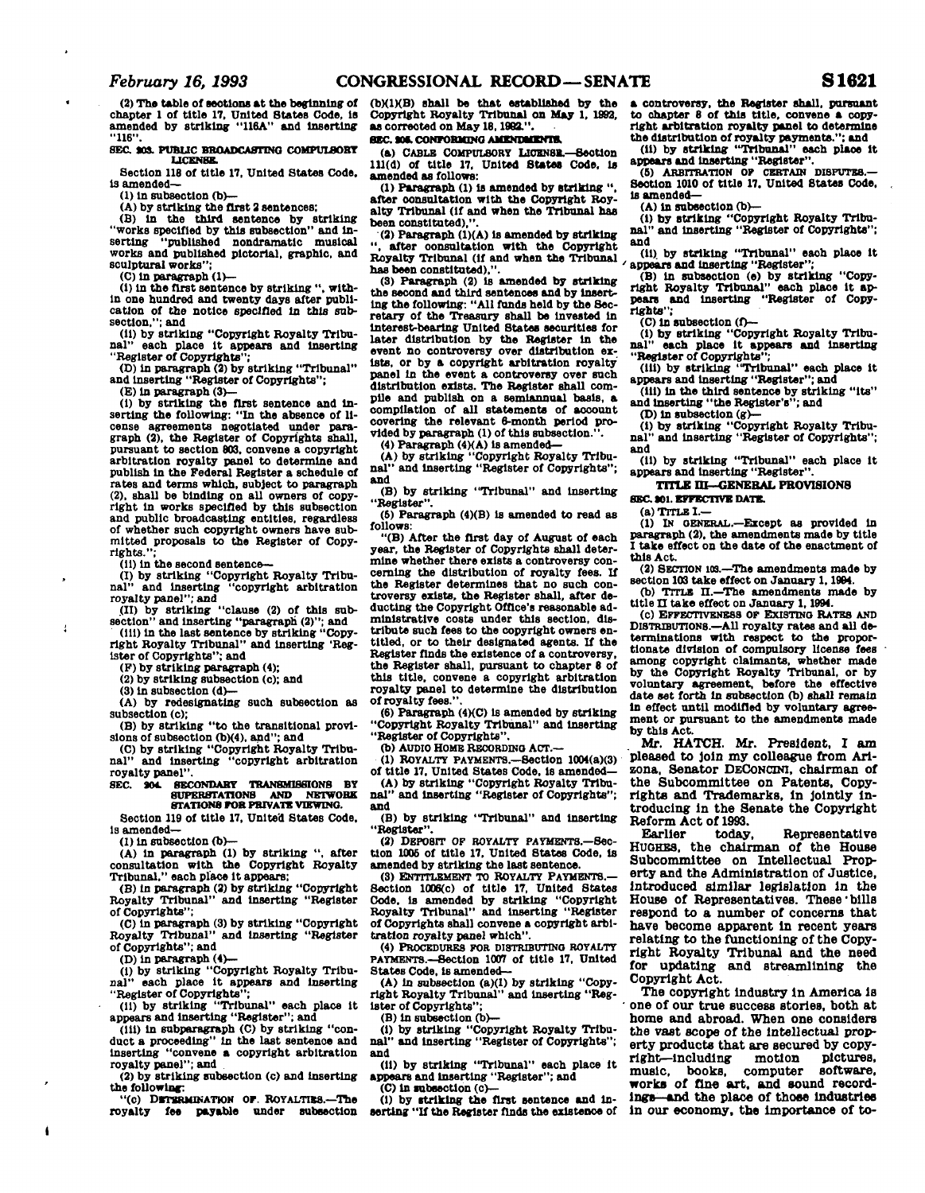(2) The table of sections at the beginning of chapter 1 of title 17, United States Code, is amended by striking "116A" and inserting "116".

**SEC. 203. PUBLIC BROADCASTING COMPULSORY LICENSE.**

Section 118 of title 17, United States Code, is amended—

(1) in subsection (b)—

(A) by striking the first 2 sentences;

(B) in the third sentence by striking "works specified by this subsection" and inserting "published nondramatic musical works and published pictorial, graphic, and sculptural works";

(C) in paragraph (1)—

(i) in the first sentence by striking ", within one hundred and twenty days after publication of the notice specified in this subsection,"; and

(ii) by striking "Copyright Royalty Tribunal" each place it appears and inserting "Register of Copyrights";

(D) in paragraph (2) by striking "Tribunal" and inserting "Register of Copyrights";

(E) in paragraph (3)—

(i) by striking the first sentence and inserting the following: "In the absence of license agreements negotiated under paragraph (2), the Register of Copyrights shall, pursuant to section 803, convene a copyright arbitration royalty panel to determine and publish in the Federal Register a schedule of rates and terms which, subject to paragraph (2), shall be binding on all owners of copyright in works specified by this subsection and public broadcasting entities, regardless of whether such copyright owners have submitted proposals to the Register of Copyrights.";

(ii) in the second sentence—

(I) by striking "Copyright Royalty Tribunal" and inserting "copyright arbitration royalty panel"; and

(II) by striking "clause (2) of this subsection" and inserting "paragraph (2)"; and

(iii) in the last sentence by striking "Copyright Royalty Tribunal" and inserting 'Register of Copyrights"; and

(F) by striking paragraph (4);

(2) by striking subsection (c); and

(3) in subsection (d)—

(A) by redesignating such subsection as subsection (c);

(B) by striking "to the transitional provisions of subsection (b)(4), and"; and

(C) by striking "Copyright Royalty Tribunal" and inserting "copyright arbitration royalty panel".

**SEC. 204. SECONDARY TRANSMISSIONS BY SUPERSTATIONS AND NETWORK STATIONS FOR PRIVATE VIEWING.**

Section 119 of title 17, United States Code, is amended—

(1) in subsection (b)—

(A) in paragraph (1) by striking ", after consultation with the Copyright Royalty Tribunal," each place it appears;

(B) in paragraph (2) by striking "Copyright Royalty Tribunal" and inserting "Register of Copyrights";

(C) in paragraph (3) by striking "Copyright Royalty Tribunal" and inserting "Register of Copyrights"; and

(D) in paragraph (4)—

(i) by striking "Copyright Royalty Tribunal" each place it appears and inserting "Register of Copyrights";

(ii) by striking "Tribunal" each place it appears and inserting "Register"; and

(iii) in subparagraph (C) by striking "conduct a proceeding" in the last sentence and inserting "convene a copyright arbitration royalty panel"; and

(2) by striking subsection (c) and inserting the following:

"(c) DETERMINATION OF ROYALTIES.—The royalty fee payable under subsection (b)(1)(B) shall be that established by the Copyright Royalty Tribunal on May 1, 1992, as corrected on May 18, 1992.".

**SEC. 205. CONFORMING AMENDMENTS.**

(a) CABLE COMPULSORY LICENSE.—Section 111(d) of title 17, United States Code, is amended as follows:

(1) Paragraph (1) is amended by striking ", after consultation with the Copyright Royalty Tribunal (if and when the Tribunal has been constituted),".

(2) Paragraph (1)(A) is amended by striking ", after consultation with the Copyright Royalty Tribunal (if and when the Tribunal has been constituted),".

(3) Paragraph (2) is amended by striking the second and third sentences and by inserting the following: "All funds held by the Secretary of the Treasury shall be invested in interest-bearing United States securities for later distribution by the Register in the event no controversy over distribution exists, or by a copyright arbitration royalty panel in the event a controversy over such distribution exists. The Register shall compile and publish on a semiannual basis, a compilation of all statements of account covering the relevant 6-month period provided by paragraph (1) of this subsection.".

(4) Paragraph (4)(A) is amended—

(A) by striking "Copyright Royalty Tribunal" and inserting "Register of Copyrights"; and

(B) by striking "Tribunal" and inserting "Register".

(5) Paragraph (4)(B) is amended to read as follows:

"(B) After the first day of August of each year, the Register of Copyrights shall determine whether there exists a controversy concerning the distribution of royalty fees. If the Register determines that no such controversy exists, the Register shall, after deducting the Copyright Office's reasonable administrative costs under this section, distribute such fees to the copyright owners entitled, or to their designated agents. If the Register finds the existence of a controversy, the Register shall, pursuant to chapter 8 of this title, convene a copyright arbitration royalty panel to determine the distribution of royalty fees.".

(6) Paragraph (4)(C) is amended by striking "Copyright Royalty Tribunal" and inserting "Register of Copyrights".

(b) AUDIO HOME RECORDING ACT.—

(1) ROYALTY PAYMENTS.—Section 1004(a)(3) of title 17, United States Code, is amended—

(A) by striking "Copyright Royalty Tribunal" and inserting "Register of Copyrights"; and

(B) by striking "Tribunal" and inserting "Register".

(2) DEPOSIT OF ROYALTY PAYMENTS.—Section 1005 of title 17, United States Code, is amended by striking the last sentence.

(3) ENTITLEMENT TO ROYALTY PAYMENTS.—Section 1006(c) of title 17, United States Code, is amended by striking "Copyright Royalty Tribunal" and inserting "Register of Copyrights shall convene a copyright arbitration royalty panel which".

(4) PROCEDURES FOR DISTRIBUTING ROYALTY PAYMENTS.—Section 1007 of title 17, United States Code, is amended—

(A) in subsection (a)(1) by striking "Copyright Royalty Tribunal" and inserting "Register of Copyrights";

(B) in subsection (b)—

(i) by striking "Copyright Royalty Tribunal" and inserting "Register of Copyrights"; and

(ii) by striking "Tribunal" each place it appears and inserting "Register"; and

(C) in subsection (c)—

(i) by striking the first sentence and inserting "If the Register finds the existence of a controversy, the Register shall, pursuant to chapter 8 of this title, convene a copyright arbitration royalty panel to determine the distribution of royalty payments."; and

(ii) by striking "Tribunal" each place it appears and inserting "Register".

(5) ARBITRATION OF CERTAIN DISPUTES.—Section 1010 of title 17, United States Code, is amended—

(A) in subsection (b)—

(i) by striking "Copyright Royalty Tribunal" and inserting "Register of Copyrights"; and

(ii) by striking "Tribunal" each place it appears and inserting "Register";

(B) in subsection (e) by striking "Copyright Royalty Tribunal" each place it appears and inserting "Register of Copyrights";

(C) in subsection (f)—

(i) by striking "Copyright Royalty Tribunal" each place it appears and inserting "Register of Copyrights";

(ii) by striking "Tribunal" each place it appears and inserting "Register"; and

(iii) in the third sentence by striking "its" and inserting "the Register's"; and

(D) in subsection (g)—

(i) by striking "Copyright Royalty Tribunal" and inserting "Register of Copyrights"; and

(ii) by striking "Tribunal" each place it appears and inserting "Register".

## TITLE III—GENERAL PROVISIONS

**SEC. 301. EFFECTIVE DATE.**

(a) TITLE I.—

(1) IN GENERAL.—Except as provided in paragraph (2), the amendments made by title I take effect on the date of the enactment of this Act.

(2) SECTION 103.—The amendments made by section 103 take effect on January 1, 1994.

(b) TITLE II.—The amendments made by title II take effect on January 1, 1994.

(c) EFFECTIVENESS OF EXISTING RATES AND DISTRIBUTIONS.—All royalty rates and all determinations with respect to the proportionate division of compulsory license fees among copyright claimants, whether made by the Copyright Royalty Tribunal, or by voluntary agreement, before the effective date set forth in subsection (b) shall remain in effect until modified by voluntary agreement or pursuant to the amendments made by this Act.

Mr. HATCH. Mr. President, I am pleased to join my colleague from Arizona, Senator DECONCINI, chairman of the Subcommittee on Patents, Copyrights and Trademarks, in jointly introducing in the Senate the Copyright Reform Act of 1993.

Earlier today, Representative HUGHES, the chairman of the House Subcommittee on Intellectual Property and the Administration of Justice, introduced similar legislation in the House of Representatives. These bills respond to a number of concerns that have become apparent in recent years relating to the functioning of the Copyright Royalty Tribunal and the need for updating and streamlining the Copyright Act.

The copyright industry in America is one of our true success stories, both at home and abroad. When one considers the vast scope of the intellectual property products that are secured by copyright—including motion pictures, music, books, computer software, works of fine art, and sound recordings—and the place of those industries in our economy, the importance of to-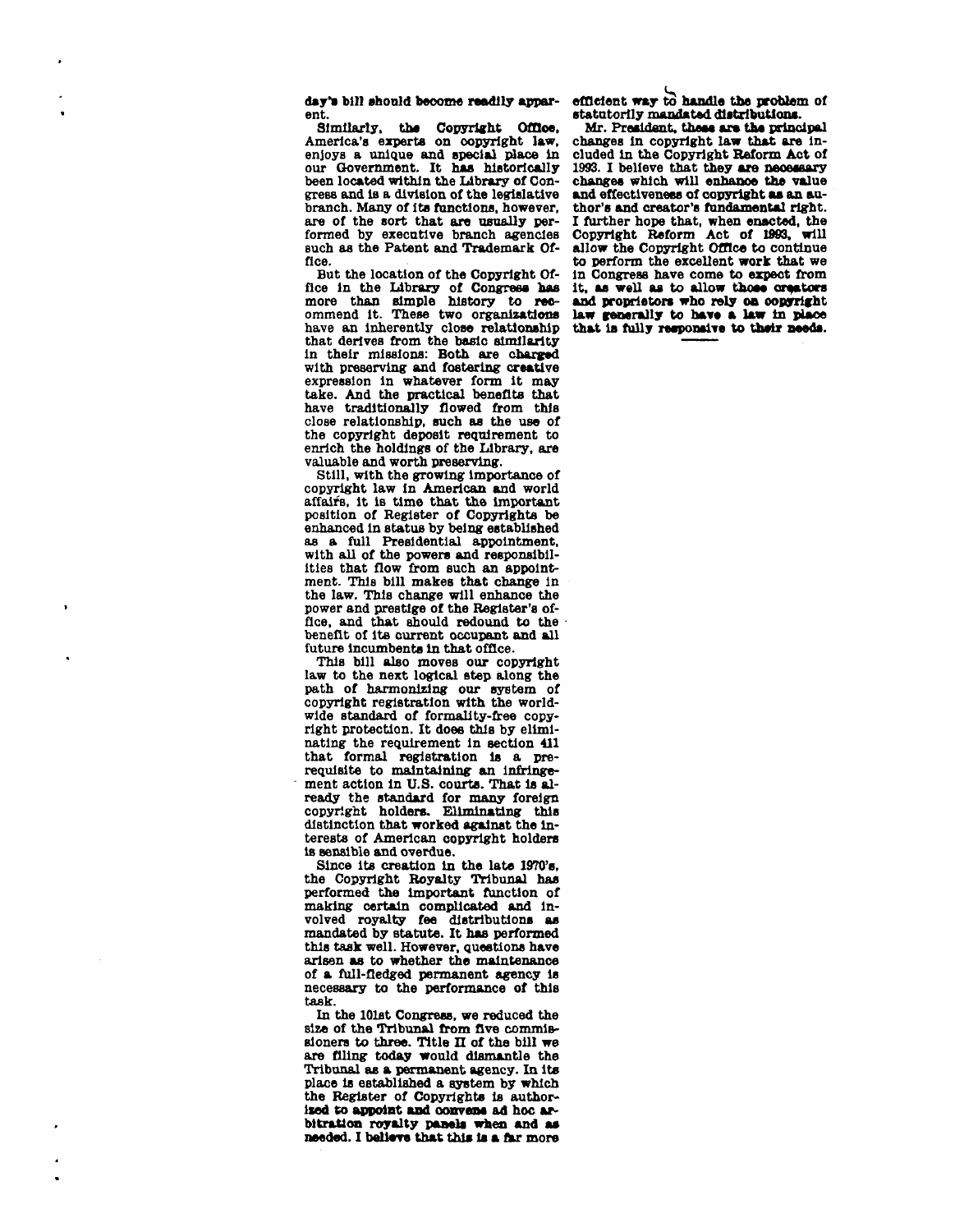day's bill should become readily apparent.

Similarly, the Copyright Office, America's experts on copyright law, enjoys a unique and special place in our Government. It has historically been located within the Library of Congress and is a division of the legislative branch. Many of its functions, however, are of the sort that are usually performed by executive branch agencies such as the Patent and Trademark Office.

But the location of the Copyright Office in the Library of Congress has more than simple history to recommend it. These two organizations have an inherently close relationship that derives from the basic similarity in their missions: Both are charged with preserving and fostering creative expression in whatever form it may take. And the practical benefits that have traditionally flowed from this close relationship, such as the use of the copyright deposit requirement to enrich the holdings of the Library, are valuable and worth preserving.

Still, with the growing importance of copyright law in American and world affairs, it is time that the important position of Register of Copyrights be enhanced in status by being established as a full Presidential appointment, with all of the powers and responsibilities that flow from such an appointment. This bill makes that change in the law. This change will enhance the power and prestige of the Register's office, and that should redound to the benefit of its current occupant and all future incumbents in that office.

This bill also moves our copyright law to the next logical step along the path of harmonizing our system of copyright registration with the worldwide standard of formality-free copyright protection. It does this by eliminating the requirement in section 411 that formal registration is a prerequisite to maintaining an infringement action in U.S. courts. That is already the standard for many foreign copyright holders. Eliminating this distinction that worked against the interests of American copyright holders is sensible and overdue.

Since its creation in the late 1970's, the Copyright Royalty Tribunal has performed the important function of making certain complicated and involved royalty fee distributions as mandated by statute. It has performed this task well. However, questions have arisen as to whether the maintenance of a full-fledged permanent agency is necessary to the performance of this task.

In the 101st Congress, we reduced the size of the Tribunal from five commissioners to three. Title II of the bill we are filing today would dismantle the Tribunal as a permanent agency. In its place is established a system by which the Register of Copyrights is authorized to appoint and convene ad hoc arbitration royalty panels when and as needed. I believe that this is a far more efficient way to handle the problem of statutorily mandated distributions.

Mr. President, these are the principal changes in copyright law that are included in the Copyright Reform Act of 1993. I believe that they are necessary changes which will enhance the value and effectiveness of copyright as an author's and creator's fundamental right. I further hope that, when enacted, the Copyright Reform Act of 1993, will allow the Copyright Office to continue to perform the excellent work that we in Congress have come to expect from it, as well as to allow those creators and proprietors who rely on copyright law generally to have a law in place that is fully responsive to their needs.